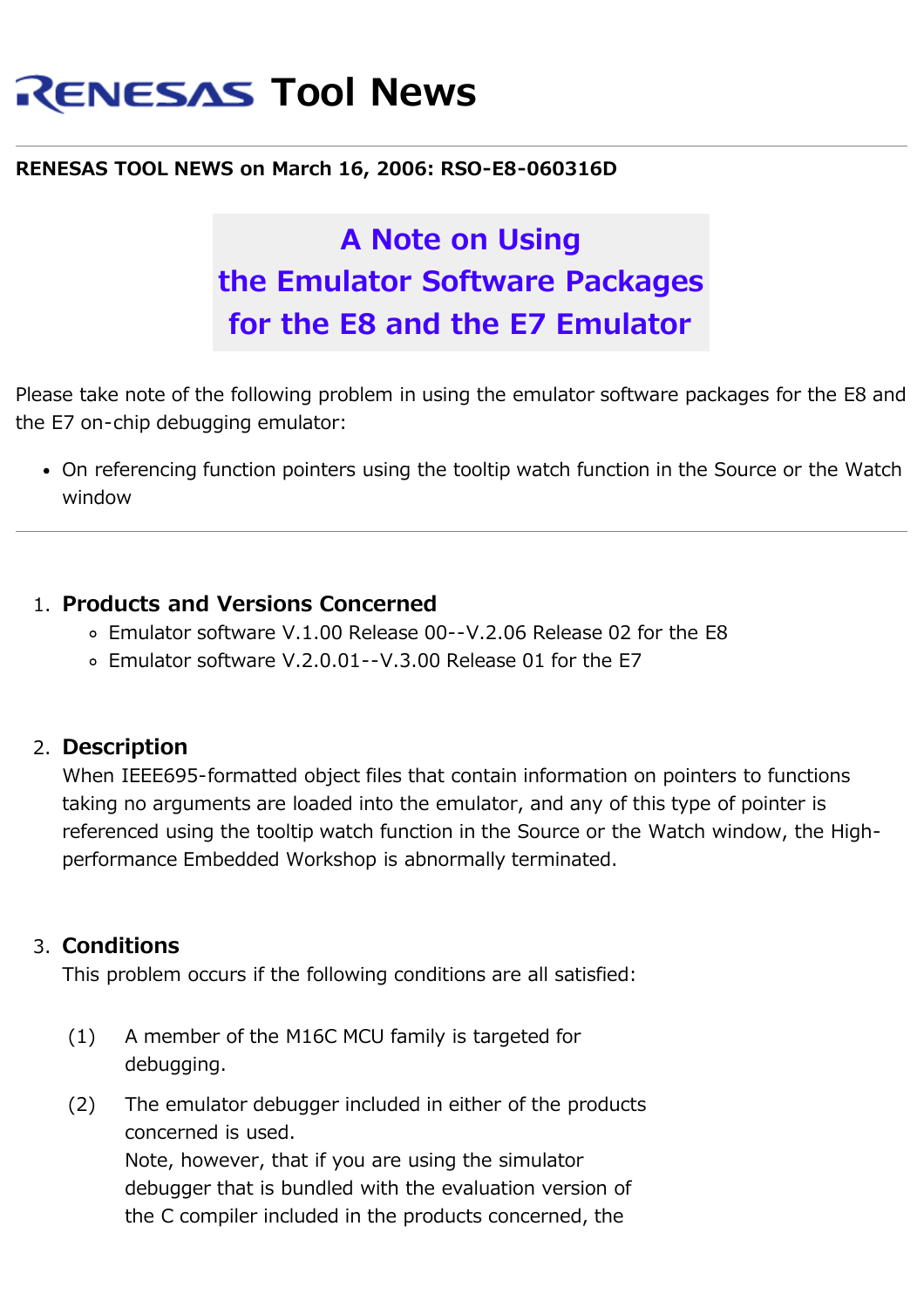# RENESAS Tool News

**RENESAS TOOL NEWS on March 16, 2006: RSO-E8-060316D**

## A Note on Using the Emulator Software Packages for the E8 and the E7 Emulator

Please take note of the following problem in using the emulator software packages for the E8 and the E7 on-chip debugging emulator:

- On referencing function pointers using the tooltip watch function in the Source or the Watch window

---

1. **Products and Versions Concerned**
   - Emulator software V.1.00 Release 00--V.2.06 Release 02 for the E8
   - Emulator software V.2.0.01--V.3.00 Release 01 for the E7

2. **Description**
   When IEEE695-formatted object files that contain information on pointers to functions taking no arguments are loaded into the emulator, and any of this type of pointer is referenced using the tooltip watch function in the Source or the Watch window, the High-performance Embedded Workshop is abnormally terminated.

3. **Conditions**
   This problem occurs if the following conditions are all satisfied:

   (1) A member of the M16C MCU family is targeted for debugging.

   (2) The emulator debugger included in either of the products concerned is used.
   Note, however, that if you are using the simulator debugger that is bundled with the evaluation version of the C compiler included in the products concerned, the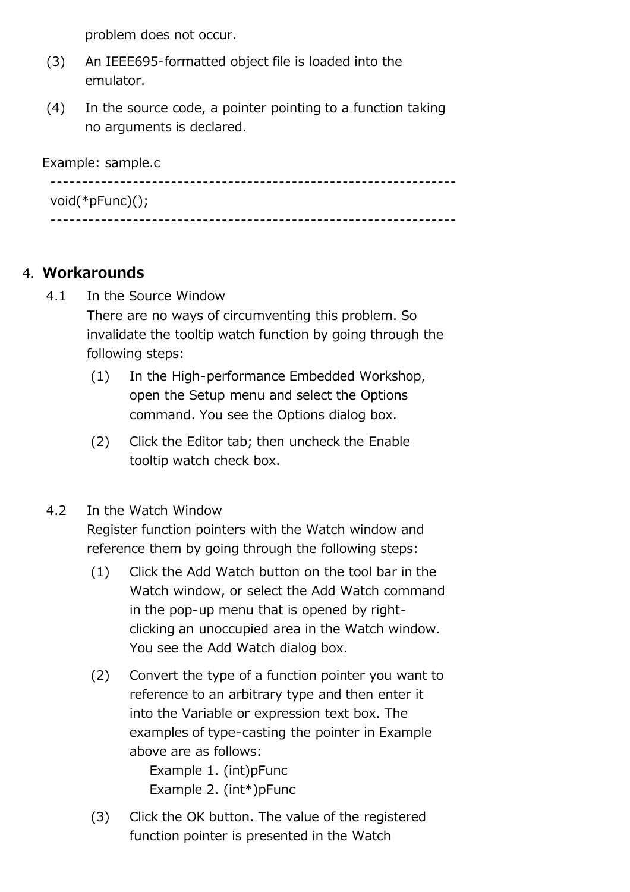problem does not occur.

(3) An IEEE695-formatted object file is loaded into the emulator.

(4) In the source code, a pointer pointing to a function taking no arguments is declared.

Example: sample.c

```
--------------------------------------------------------------
void(*pFunc)();
--------------------------------------------------------------
```

## 4. Workarounds

4.1 In the Source Window

There are no ways of circumventing this problem. So invalidate the tooltip watch function by going through the following steps:

(1) In the High-performance Embedded Workshop, open the Setup menu and select the Options command. You see the Options dialog box.

(2) Click the Editor tab; then uncheck the Enable tooltip watch check box.

4.2 In the Watch Window

Register function pointers with the Watch window and reference them by going through the following steps:

(1) Click the Add Watch button on the tool bar in the Watch window, or select the Add Watch command in the pop-up menu that is opened by right-clicking an unoccupied area in the Watch window. You see the Add Watch dialog box.

(2) Convert the type of a function pointer you want to reference to an arbitrary type and then enter it into the Variable or expression text box. The examples of type-casting the pointer in Example above are as follows:
    Example 1. (int)pFunc
    Example 2. (int*)pFunc

(3) Click the OK button. The value of the registered function pointer is presented in the Watch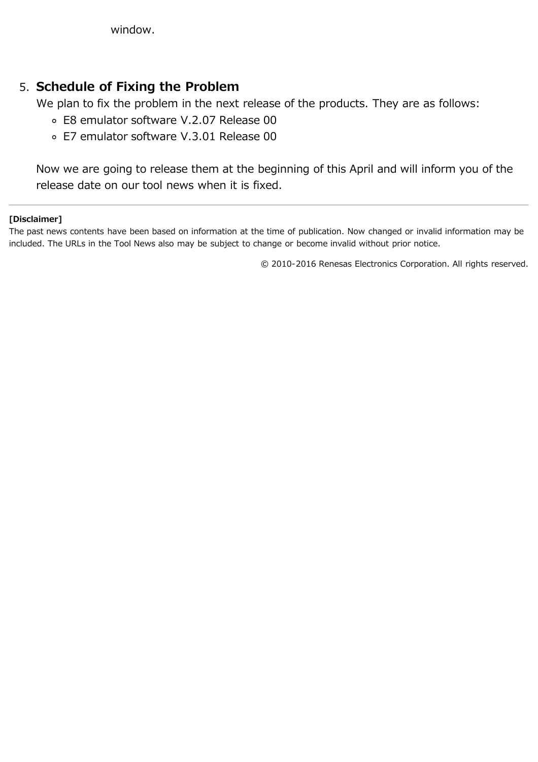window.

5. **Schedule of Fixing the Problem**

   We plan to fix the problem in the next release of the products. They are as follows:

   - E8 emulator software V.2.07 Release 00
   - E7 emulator software V.3.01 Release 00

   Now we are going to release them at the beginning of this April and will inform you of the release date on our tool news when it is fixed.

---

**[Disclaimer]**

The past news contents have been based on information at the time of publication. Now changed or invalid information may be included. The URLs in the Tool News also may be subject to change or become invalid without prior notice.

© 2010-2016 Renesas Electronics Corporation. All rights reserved.